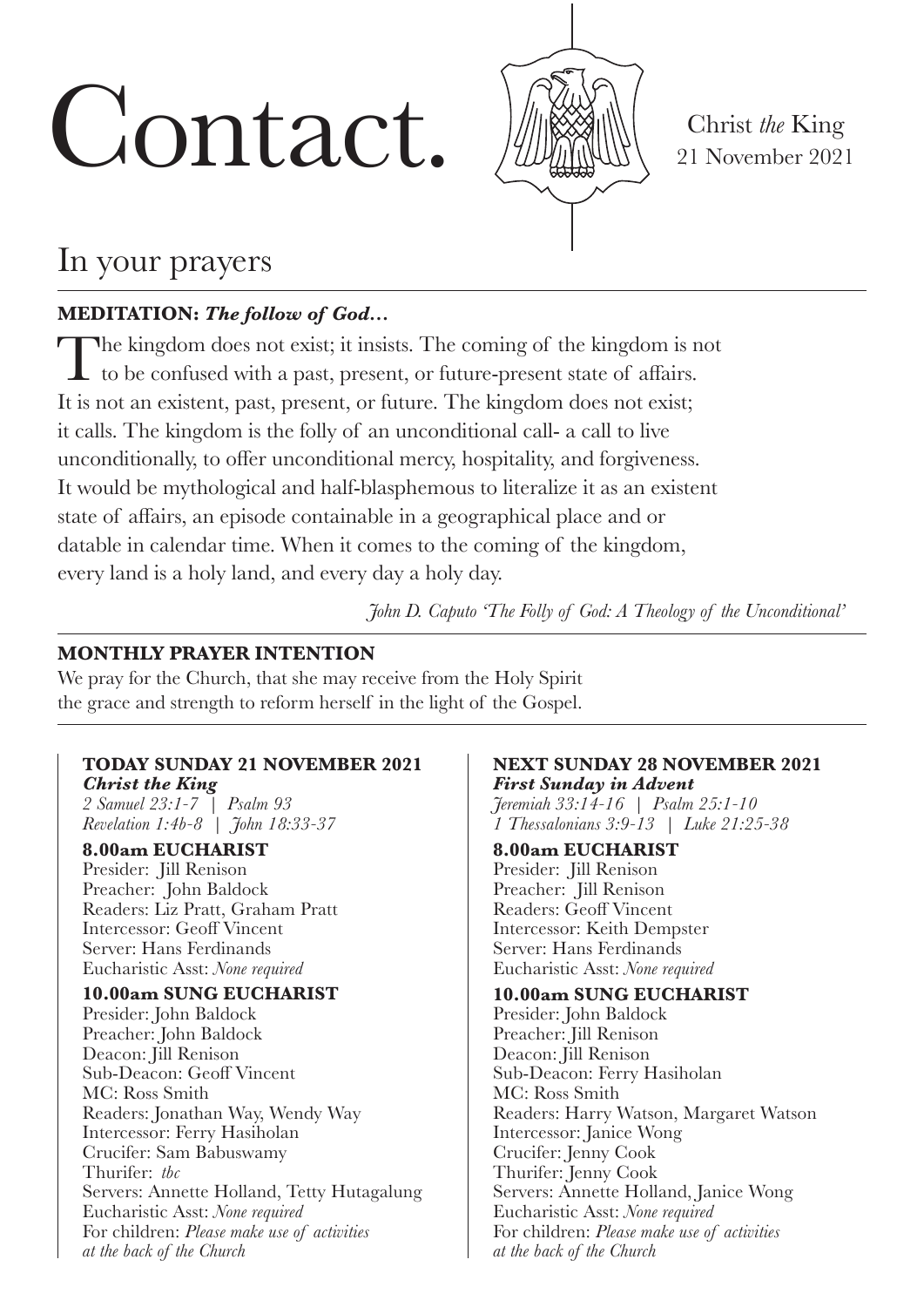# Contact.

Christ *the* King
21 November 2021

## In your prayers

**MEDITATION:** ***The follow of God…***

The kingdom does not exist; it insists. The coming of the kingdom is not to be confused with a past, present, or future-present state of affairs. It is not an existent, past, present, or future. The kingdom does not exist; it calls. The kingdom is the folly of an unconditional call- a call to live unconditionally, to offer unconditional mercy, hospitality, and forgiveness. It would be mythological and half-blasphemous to literalize it as an existent state of affairs, an episode containable in a geographical place and or datable in calendar time. When it comes to the coming of the kingdom, every land is a holy land, and every day a holy day.

*John D. Caputo 'The Folly of God: A Theology of the Unconditional'*

**MONTHLY PRAYER INTENTION**

We pray for the Church, that she may receive from the Holy Spirit the grace and strength to reform herself in the light of the Gospel.

**TODAY SUNDAY 21 NOVEMBER 2021**
***Christ the King***
*2 Samuel 23:1-7 | Psalm 93*
*Revelation 1:4b-8 | John 18:33-37*

**8.00am EUCHARIST**
Presider: Jill Renison
Preacher: John Baldock
Readers: Liz Pratt, Graham Pratt
Intercessor: Geoff Vincent
Server: Hans Ferdinands
Eucharistic Asst: *None required*

**10.00am SUNG EUCHARIST**
Presider: John Baldock
Preacher: John Baldock
Deacon: Jill Renison
Sub-Deacon: Geoff Vincent
MC: Ross Smith
Readers: Jonathan Way, Wendy Way
Intercessor: Ferry Hasiholan
Crucifer: Sam Babuswamy
Thurifer: *tbc*
Servers: Annette Holland, Tetty Hutagalung
Eucharistic Asst: *None required*
For children: *Please make use of activities at the back of the Church*

**NEXT SUNDAY 28 NOVEMBER 2021**
***First Sunday in Advent***
*Jeremiah 33:14-16 | Psalm 25:1-10*
*1 Thessalonians 3:9-13 | Luke 21:25-38*

**8.00am EUCHARIST**
Presider: Jill Renison
Preacher: Jill Renison
Readers: Geoff Vincent
Intercessor: Keith Dempster
Server: Hans Ferdinands
Eucharistic Asst: *None required*

**10.00am SUNG EUCHARIST**
Presider: John Baldock
Preacher: Jill Renison
Deacon: Jill Renison
Sub-Deacon: Ferry Hasiholan
MC: Ross Smith
Readers: Harry Watson, Margaret Watson
Intercessor: Janice Wong
Crucifer: Jenny Cook
Thurifer: Jenny Cook
Servers: Annette Holland, Janice Wong
Eucharistic Asst: *None required*
For children: *Please make use of activities at the back of the Church*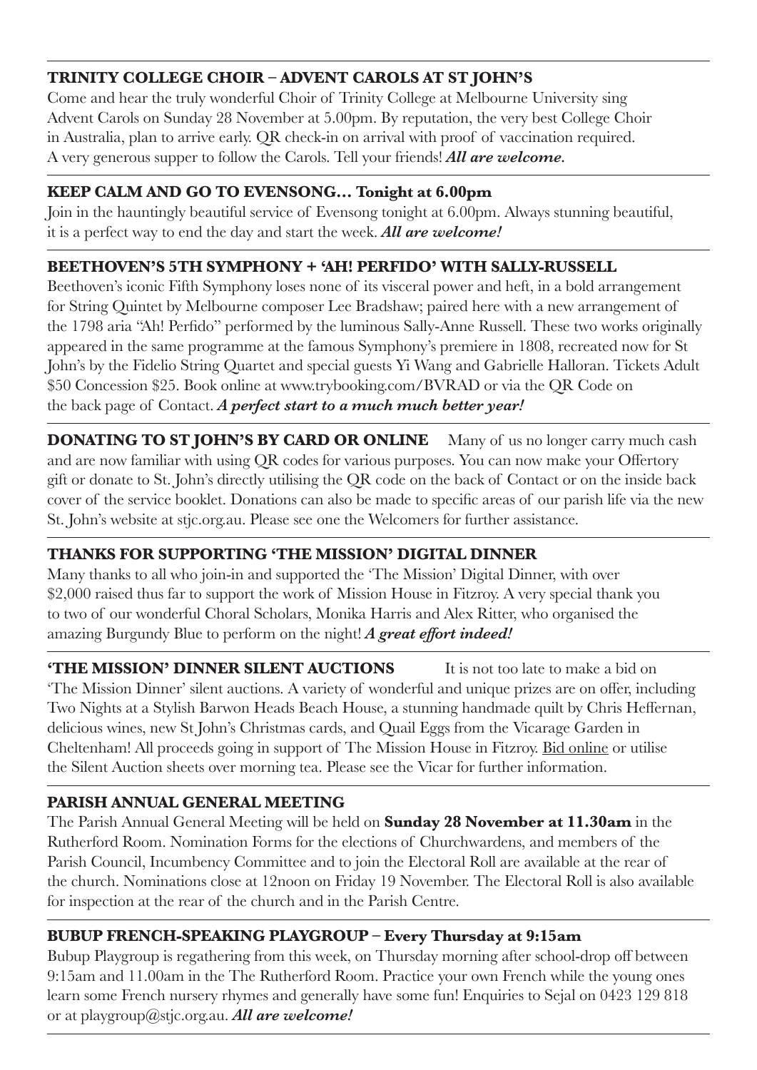### TRINITY COLLEGE CHOIR – ADVENT CAROLS AT ST JOHN'S

Come and hear the truly wonderful Choir of Trinity College at Melbourne University sing Advent Carols on Sunday 28 November at 5.00pm. By reputation, the very best College Choir in Australia, plan to arrive early. QR check-in on arrival with proof of vaccination required. A very generous supper to follow the Carols. Tell your friends! ***All are welcome.***

### KEEP CALM AND GO TO EVENSONG… Tonight at 6.00pm

Join in the hauntingly beautiful service of Evensong tonight at 6.00pm. Always stunning beautiful, it is a perfect way to end the day and start the week. ***All are welcome!***

### BEETHOVEN'S 5TH SYMPHONY + 'AH! PERFIDO' WITH SALLY-RUSSELL

Beethoven's iconic Fifth Symphony loses none of its visceral power and heft, in a bold arrangement for String Quintet by Melbourne composer Lee Bradshaw; paired here with a new arrangement of the 1798 aria "Ah! Perfido" performed by the luminous Sally-Anne Russell. These two works originally appeared in the same programme at the famous Symphony's premiere in 1808, recreated now for St John's by the Fidelio String Quartet and special guests Yi Wang and Gabrielle Halloran. Tickets Adult $50 Concession $25. Book online at www.trybooking.com/BVRAD or via the QR Code on the back page of Contact. ***A perfect start to a much much better year!***

**DONATING TO ST JOHN'S BY CARD OR ONLINE** Many of us no longer carry much cash and are now familiar with using QR codes for various purposes. You can now make your Offertory gift or donate to St. John's directly utilising the QR code on the back of Contact or on the inside back cover of the service booklet. Donations can also be made to specific areas of our parish life via the new St. John's website at stjc.org.au. Please see one the Welcomers for further assistance.

### THANKS FOR SUPPORTING 'THE MISSION' DIGITAL DINNER

Many thanks to all who join-in and supported the 'The Mission' Digital Dinner, with over $2,000 raised thus far to support the work of Mission House in Fitzroy. A very special thank you to two of our wonderful Choral Scholars, Monika Harris and Alex Ritter, who organised the amazing Burgundy Blue to perform on the night! ***A great effort indeed!***

**'THE MISSION' DINNER SILENT AUCTIONS** It is not too late to make a bid on 'The Mission Dinner' silent auctions. A variety of wonderful and unique prizes are on offer, including Two Nights at a Stylish Barwon Heads Beach House, a stunning handmade quilt by Chris Heffernan, delicious wines, new St John's Christmas cards, and Quail Eggs from the Vicarage Garden in Cheltenham! All proceeds going in support of The Mission House in Fitzroy. Bid online or utilise the Silent Auction sheets over morning tea. Please see the Vicar for further information.

### PARISH ANNUAL GENERAL MEETING

The Parish Annual General Meeting will be held on **Sunday 28 November at 11.30am** in the Rutherford Room. Nomination Forms for the elections of Churchwardens, and members of the Parish Council, Incumbency Committee and to join the Electoral Roll are available at the rear of the church. Nominations close at 12noon on Friday 19 November. The Electoral Roll is also available for inspection at the rear of the church and in the Parish Centre.

### BUBUP FRENCH-SPEAKING PLAYGROUP – Every Thursday at 9:15am

Bubup Playgroup is regathering from this week, on Thursday morning after school-drop off between 9:15am and 11.00am in the The Rutherford Room. Practice your own French while the young ones learn some French nursery rhymes and generally have some fun! Enquiries to Sejal on 0423 129 818 or at playgroup@stjc.org.au. ***All are welcome!***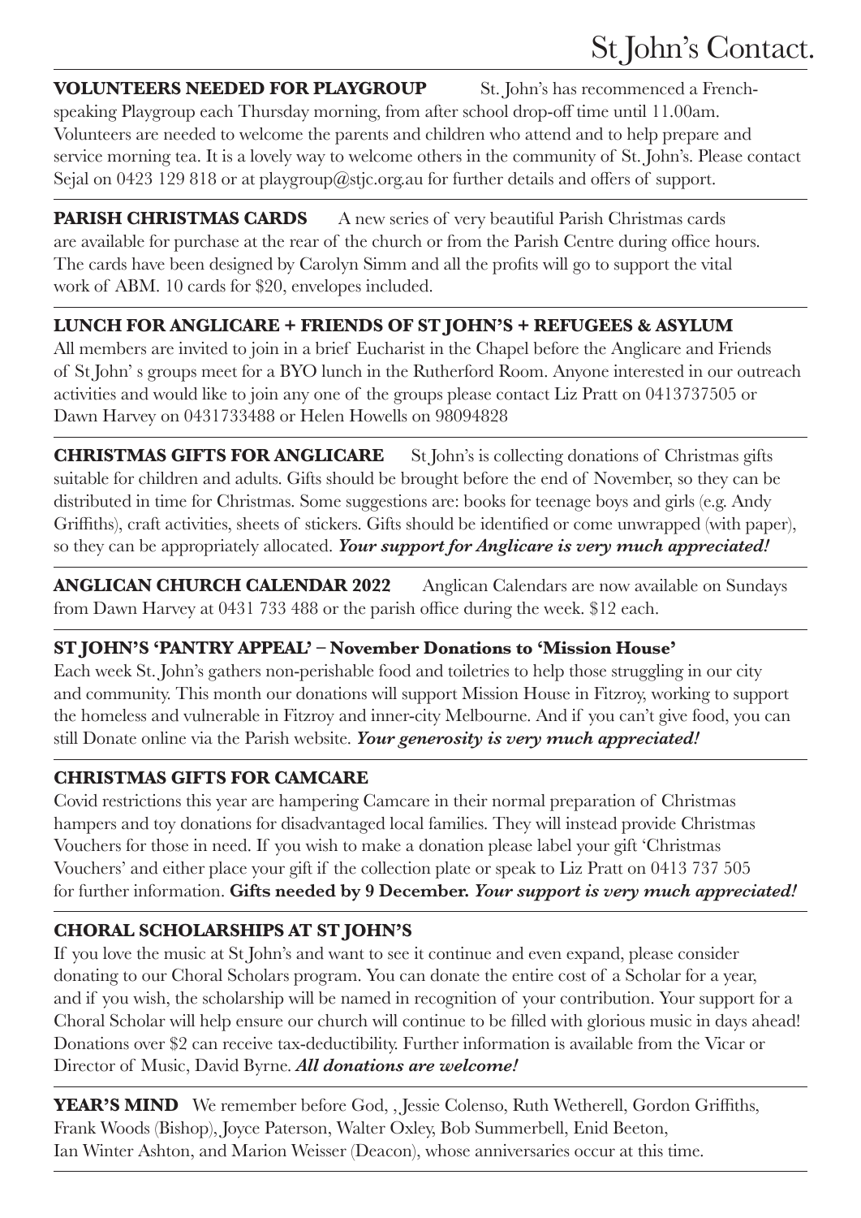**VOLUNTEERS NEEDED FOR PLAYGROUP** St. John's has recommenced a French-speaking Playgroup each Thursday morning, from after school drop-off time until 11.00am. Volunteers are needed to welcome the parents and children who attend and to help prepare and service morning tea. It is a lovely way to welcome others in the community of St. John's. Please contact Sejal on 0423 129 818 or at playgroup@stjc.org.au for further details and offers of support.

**PARISH CHRISTMAS CARDS** A new series of very beautiful Parish Christmas cards are available for purchase at the rear of the church or from the Parish Centre during office hours. The cards have been designed by Carolyn Simm and all the profits will go to support the vital work of ABM. 10 cards for $20, envelopes included.

**LUNCH FOR ANGLICARE + FRIENDS OF ST JOHN'S + REFUGEES & ASYLUM**
All members are invited to join in a brief Eucharist in the Chapel before the Anglicare and Friends of St John' s groups meet for a BYO lunch in the Rutherford Room. Anyone interested in our outreach activities and would like to join any one of the groups please contact Liz Pratt on 0413737505 or Dawn Harvey on 0431733488 or Helen Howells on 98094828

**CHRISTMAS GIFTS FOR ANGLICARE** St John's is collecting donations of Christmas gifts suitable for children and adults. Gifts should be brought before the end of November, so they can be distributed in time for Christmas. Some suggestions are: books for teenage boys and girls (e.g. Andy Griffiths), craft activities, sheets of stickers. Gifts should be identified or come unwrapped (with paper), so they can be appropriately allocated. ***Your support for Anglicare is very much appreciated!***

**ANGLICAN CHURCH CALENDAR 2022** Anglican Calendars are now available on Sundays from Dawn Harvey at 0431 733 488 or the parish office during the week. $12 each.

**ST JOHN'S 'PANTRY APPEAL' – November Donations to 'Mission House'**
Each week St. John's gathers non-perishable food and toiletries to help those struggling in our city and community. This month our donations will support Mission House in Fitzroy, working to support the homeless and vulnerable in Fitzroy and inner-city Melbourne. And if you can't give food, you can still Donate online via the Parish website. ***Your generosity is very much appreciated!***

**CHRISTMAS GIFTS FOR CAMCARE**
Covid restrictions this year are hampering Camcare in their normal preparation of Christmas hampers and toy donations for disadvantaged local families. They will instead provide Christmas Vouchers for those in need. If you wish to make a donation please label your gift 'Christmas Vouchers' and either place your gift if the collection plate or speak to Liz Pratt on 0413 737 505 for further information. **Gifts needed by 9 December.** ***Your support is very much appreciated!***

**CHORAL SCHOLARSHIPS AT ST JOHN'S**
If you love the music at St John's and want to see it continue and even expand, please consider donating to our Choral Scholars program. You can donate the entire cost of a Scholar for a year, and if you wish, the scholarship will be named in recognition of your contribution. Your support for a Choral Scholar will help ensure our church will continue to be filled with glorious music in days ahead! Donations over $2 can receive tax-deductibility. Further information is available from the Vicar or Director of Music, David Byrne. ***All donations are welcome!***

**YEAR'S MIND** We remember before God, , Jessie Colenso, Ruth Wetherell, Gordon Griffiths, Frank Woods (Bishop), Joyce Paterson, Walter Oxley, Bob Summerbell, Enid Beeton, Ian Winter Ashton, and Marion Weisser (Deacon), whose anniversaries occur at this time.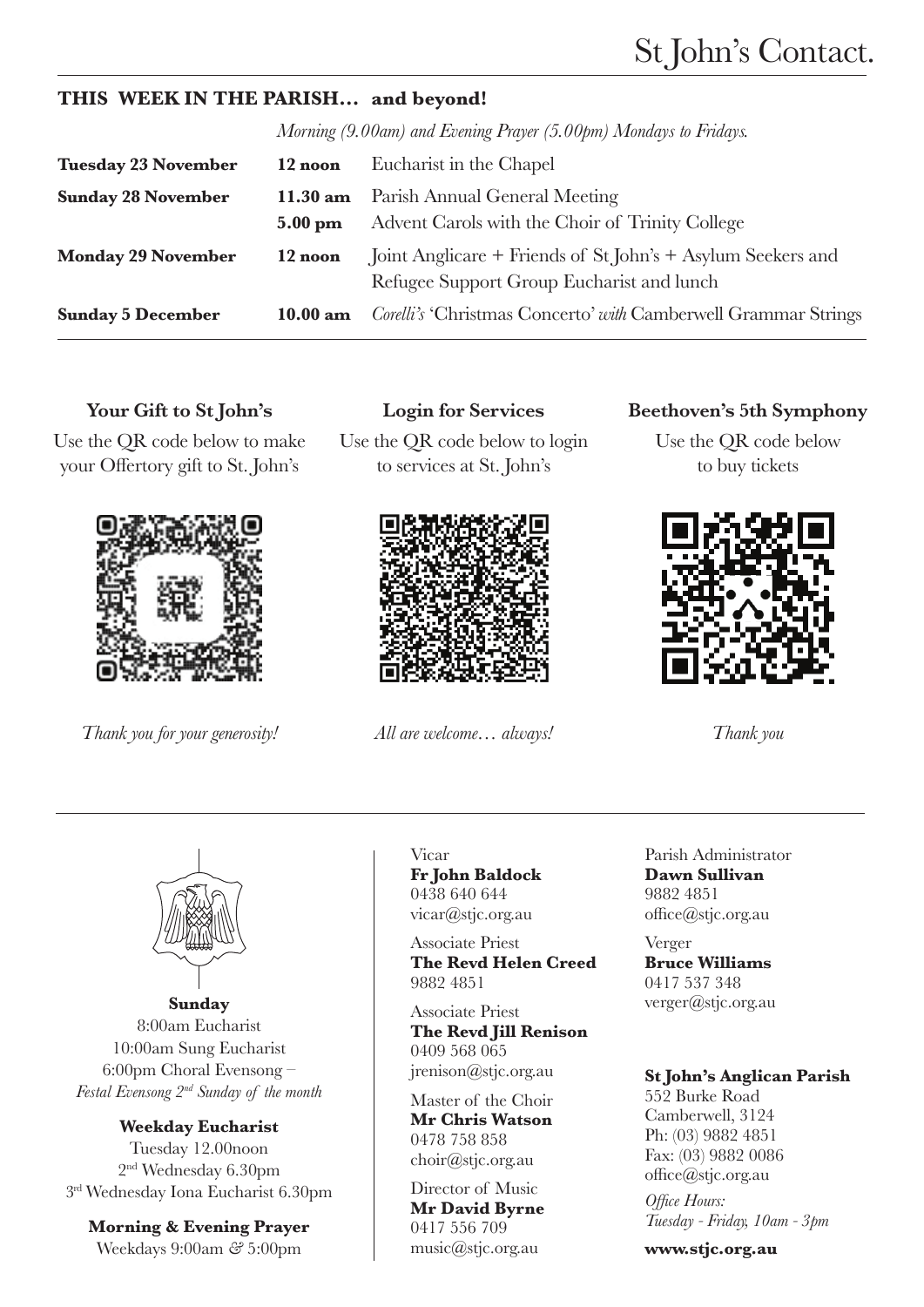# St John's Contact.

## THIS WEEK IN THE PARISH… and beyond!

*Morning (9.00am) and Evening Prayer (5.00pm) Mondays to Fridays.*

| | | |
|---|---|---|
| **Tuesday 23 November** | **12 noon** | Eucharist in the Chapel |
| **Sunday 28 November** | **11.30 am** | Parish Annual General Meeting |
| | **5.00 pm** | Advent Carols with the Choir of Trinity College |
| **Monday 29 November** | **12 noon** | Joint Anglicare + Friends of St John's + Asylum Seekers and Refugee Support Group Eucharist and lunch |
| **Sunday 5 December** | **10.00 am** | *Corelli's* 'Christmas Concerto' *with* Camberwell Grammar Strings |

**Your Gift to St John's**

Use the QR code below to make your Offertory gift to St. John's

*Thank you for your generosity!*

**Login for Services**

Use the QR code below to login to services at St. John's

*All are welcome… always!*

**Beethoven's 5th Symphony**

Use the QR code below to buy tickets

*Thank you*

---

**Sunday**
8:00am Eucharist
10:00am Sung Eucharist
6:00pm Choral Evensong –
*Festal Evensong 2nd Sunday of the month*

**Weekday Eucharist**
Tuesday 12.00noon
2nd Wednesday 6.30pm
3rd Wednesday Iona Eucharist 6.30pm

**Morning & Evening Prayer**
Weekdays 9:00am & 5:00pm

Vicar
**Fr John Baldock**
0438 640 644
vicar@stjc.org.au

Associate Priest
**The Revd Helen Creed**
9882 4851

Associate Priest
**The Revd Jill Renison**
0409 568 065
jrenison@stjc.org.au

Master of the Choir
**Mr Chris Watson**
0478 758 858
choir@stjc.org.au

Director of Music
**Mr David Byrne**
0417 556 709
music@stjc.org.au

Parish Administrator
**Dawn Sullivan**
9882 4851
office@stjc.org.au

Verger
**Bruce Williams**
0417 537 348
verger@stjc.org.au

**St John's Anglican Parish**
552 Burke Road
Camberwell, 3124
Ph: (03) 9882 4851
Fax: (03) 9882 0086
office@stjc.org.au

*Office Hours:*
*Tuesday - Friday, 10am - 3pm*

**www.stjc.org.au**